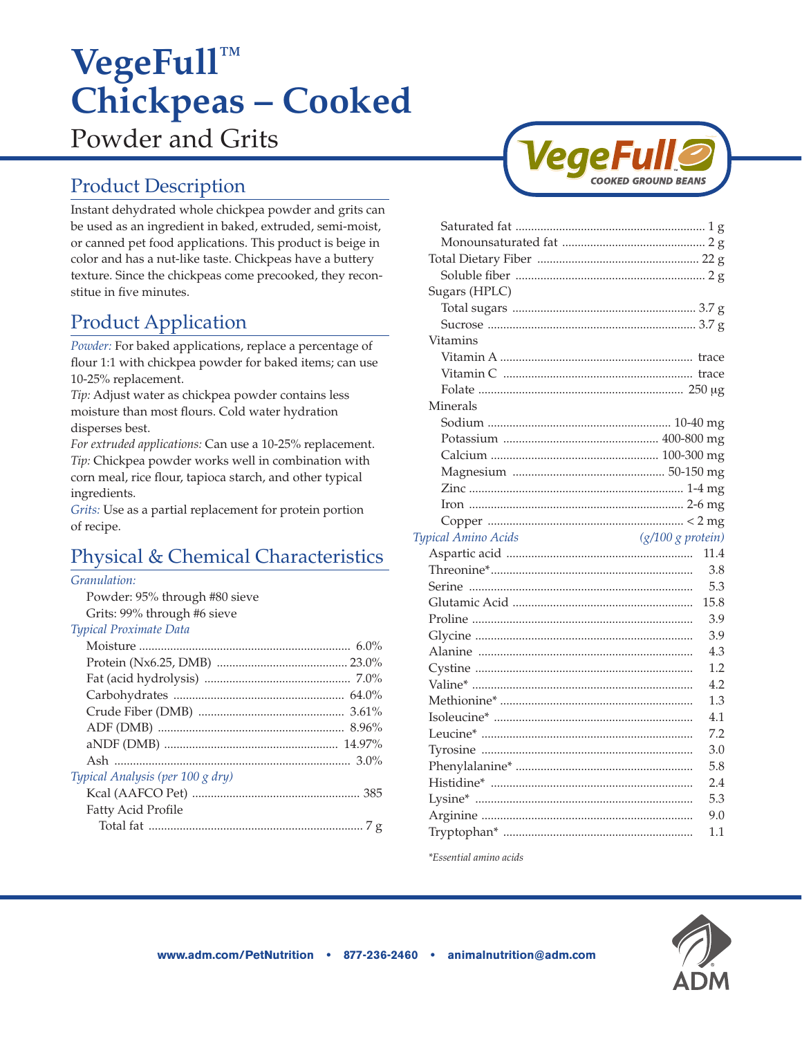# VegeFull™ Chickpeas – Cooked

Powder and Grits

## Product Description

Instant dehydrated whole chickpea powder and grits can be used as an ingredient in baked, extruded, semi-moist, or canned pet food applications. This product is beige in color and has a nut-like taste. Chickpeas have a buttery texture. Since the chickpeas come precooked, they reconstitue in five minutes.

## Product Application

*Powder:* For baked applications, replace a percentage of flour 1:1 with chickpea powder for baked items; can use 10-25% replacement.

*Tip:* Adjust water as chickpea powder contains less moisture than most flours. Cold water hydration disperses best.

*For extruded applications:* Can use a 10-25% replacement.

*Tip:* Chickpea powder works well in combination with corn meal, rice flour, tapioca starch, and other typical ingredients.

*Grits:* Use as a partial replacement for protein portion of recipe.

## Physical & Chemical Characteristics

*Granulation:*

- Powder: 95% through #80 sieve
- Grits: 99% through #6 sieve

*Typical Proximate Data*

| | |
|---|---|
| Moisture | 6.0% |
| Protein (Nx6.25, DMB) | 23.0% |
| Fat (acid hydrolysis) | 7.0% |
| Carbohydrates | 64.0% |
| Crude Fiber (DMB) | 3.61% |
| ADF (DMB) | 8.96% |
| aNDF (DMB) | 14.97% |
| Ash | 3.0% |

*Typical Analysis (per 100 g dry)*

| | |
|---|---|
| Kcal (AAFCO Pet) | 385 |
| Fatty Acid Profile | |
| Total fat | 7 g |
| Saturated fat | 1 g |
| Monounsaturated fat | 2 g |
| Total Dietary Fiber | 22 g |
| Soluble fiber | 2 g |
| Sugars (HPLC) | |
| Total sugars | 3.7 g |
| Sucrose | 3.7 g |
| Vitamins | |
| Vitamin A | trace |
| Vitamin C | trace |
| Folate | 250 µg |
| Minerals | |
| Sodium | 10-40 mg |
| Potassium | 400-800 mg |
| Calcium | 100-300 mg |
| Magnesium | 50-150 mg |
| Zinc | 1-4 mg |
| Iron | 2-6 mg |
| Copper | < 2 mg |

| *Typical Amino Acids* | *(g/100 g protein)* |
|---|---|
| Aspartic acid | 11.4 |
| Threonine* | 3.8 |
| Serine | 5.3 |
| Glutamic Acid | 15.8 |
| Proline | 3.9 |
| Glycine | 3.9 |
| Alanine | 4.3 |
| Cystine | 1.2 |
| Valine* | 4.2 |
| Methionine* | 1.3 |
| Isoleucine* | 4.1 |
| Leucine* | 7.2 |
| Tyrosine | 3.0 |
| Phenylalanine* | 5.8 |
| Histidine* | 2.4 |
| Lysine* | 5.3 |
| Arginine | 9.0 |
| Tryptophan* | 1.1 |

*\*Essential amino acids*

www.adm.com/PetNutrition • 877-236-2460 • animalnutrition@adm.com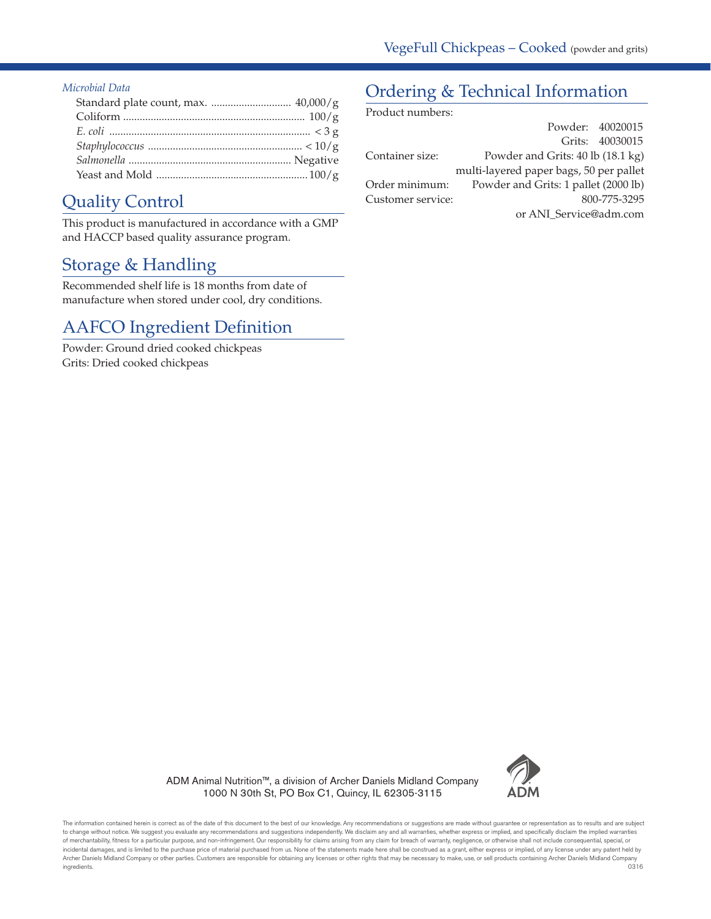*Microbial Data*

| | |
|---|---|
| Standard plate count, max. | 40,000/g |
| Coliform | 100/g |
| *E. coli* | < 3 g |
| *Staphylococcus* | < 10/g |
| *Salmonella* | Negative |
| Yeast and Mold | 100/g |

## Quality Control

This product is manufactured in accordance with a GMP and HACCP based quality assurance program.

## Storage & Handling

Recommended shelf life is 18 months from date of manufacture when stored under cool, dry conditions.

## AAFCO Ingredient Definition

Powder: Ground dried cooked chickpeas
Grits: Dried cooked chickpeas

## Ordering & Technical Information

| | |
|---|---|
| Product numbers: | |
| | Powder: 40020015 |
| | Grits: 40030015 |
| Container size: | Powder and Grits: 40 lb (18.1 kg) multi-layered paper bags, 50 per pallet |
| Order minimum: | Powder and Grits: 1 pallet (2000 lb) |
| Customer service: | 800-775-3295 or ANI_Service@adm.com |

ADM Animal Nutrition™, a division of Archer Daniels Midland Company
1000 N 30th St, PO Box C1, Quincy, IL 62305-3115

ADM

The information contained herein is correct as of the date of this document to the best of our knowledge. Any recommendations or suggestions are made without guarantee or representation as to results and are subject to change without notice. We suggest you evaluate any recommendations and suggestions independently. We disclaim any and all warranties, whether express or implied, and specifically disclaim the implied warranties of merchantability, fitness for a particular purpose, and non-infringement. Our responsibility for claims arising from any claim for breach of warranty, negligence, or otherwise shall not include consequential, special, or incidental damages, and is limited to the purchase price of material purchased from us. None of the statements made here shall be construed as a grant, either express or implied, of any license under any patent held by Archer Daniels Midland Company or other parties. Customers are responsible for obtaining any licenses or other rights that may be necessary to make, use, or sell products containing Archer Daniels Midland Company ingredients.

0316